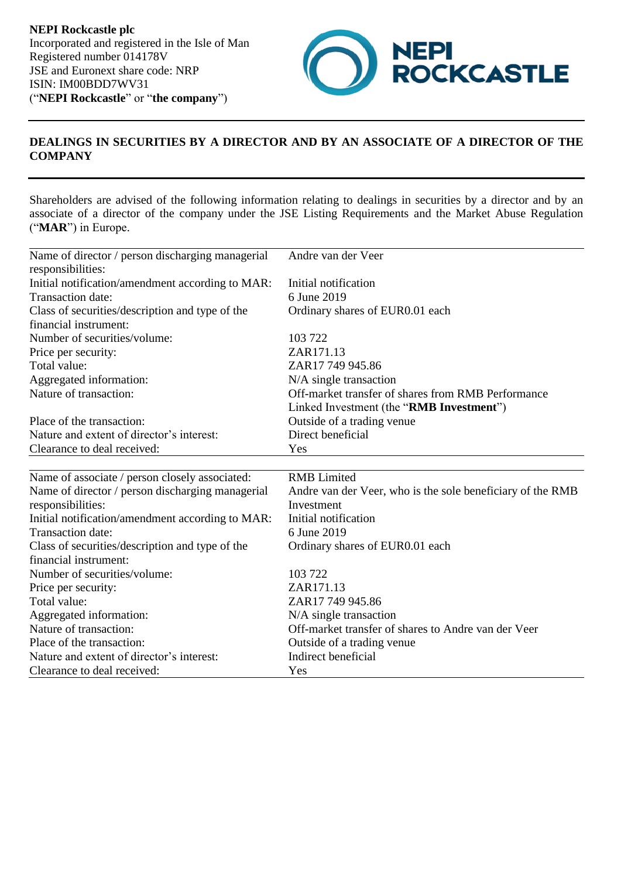**NEPI Rockcastle plc**
Incorporated and registered in the Isle of Man
Registered number 014178V
JSE and Euronext share code: NRP
ISIN: IM00BDD7WV31
("**NEPI Rockcastle**" or "**the company**")

## DEALINGS IN SECURITIES BY A DIRECTOR AND BY AN ASSOCIATE OF A DIRECTOR OF THE COMPANY

Shareholders are advised of the following information relating to dealings in securities by a director and by an associate of a director of the company under the JSE Listing Requirements and the Market Abuse Regulation ("**MAR**") in Europe.

| | |
|---|---|
| Name of director / person discharging managerial responsibilities: | Andre van der Veer |
| Initial notification/amendment according to MAR: | Initial notification |
| Transaction date: | 6 June 2019 |
| Class of securities/description and type of the financial instrument: | Ordinary shares of EUR0.01 each |
| Number of securities/volume: | 103 722 |
| Price per security: | ZAR171.13 |
| Total value: | ZAR17 749 945.86 |
| Aggregated information: | N/A single transaction |
| Nature of transaction: | Off-market transfer of shares from RMB Performance Linked Investment (the "**RMB Investment**") |
| Place of the transaction: | Outside of a trading venue |
| Nature and extent of director's interest: | Direct beneficial |
| Clearance to deal received: | Yes |

| | |
|---|---|
| Name of associate / person closely associated: | RMB Limited |
| Name of director / person discharging managerial responsibilities: | Andre van der Veer, who is the sole beneficiary of the RMB Investment |
| Initial notification/amendment according to MAR: | Initial notification |
| Transaction date: | 6 June 2019 |
| Class of securities/description and type of the financial instrument: | Ordinary shares of EUR0.01 each |
| Number of securities/volume: | 103 722 |
| Price per security: | ZAR171.13 |
| Total value: | ZAR17 749 945.86 |
| Aggregated information: | N/A single transaction |
| Nature of transaction: | Off-market transfer of shares to Andre van der Veer |
| Place of the transaction: | Outside of a trading venue |
| Nature and extent of director's interest: | Indirect beneficial |
| Clearance to deal received: | Yes |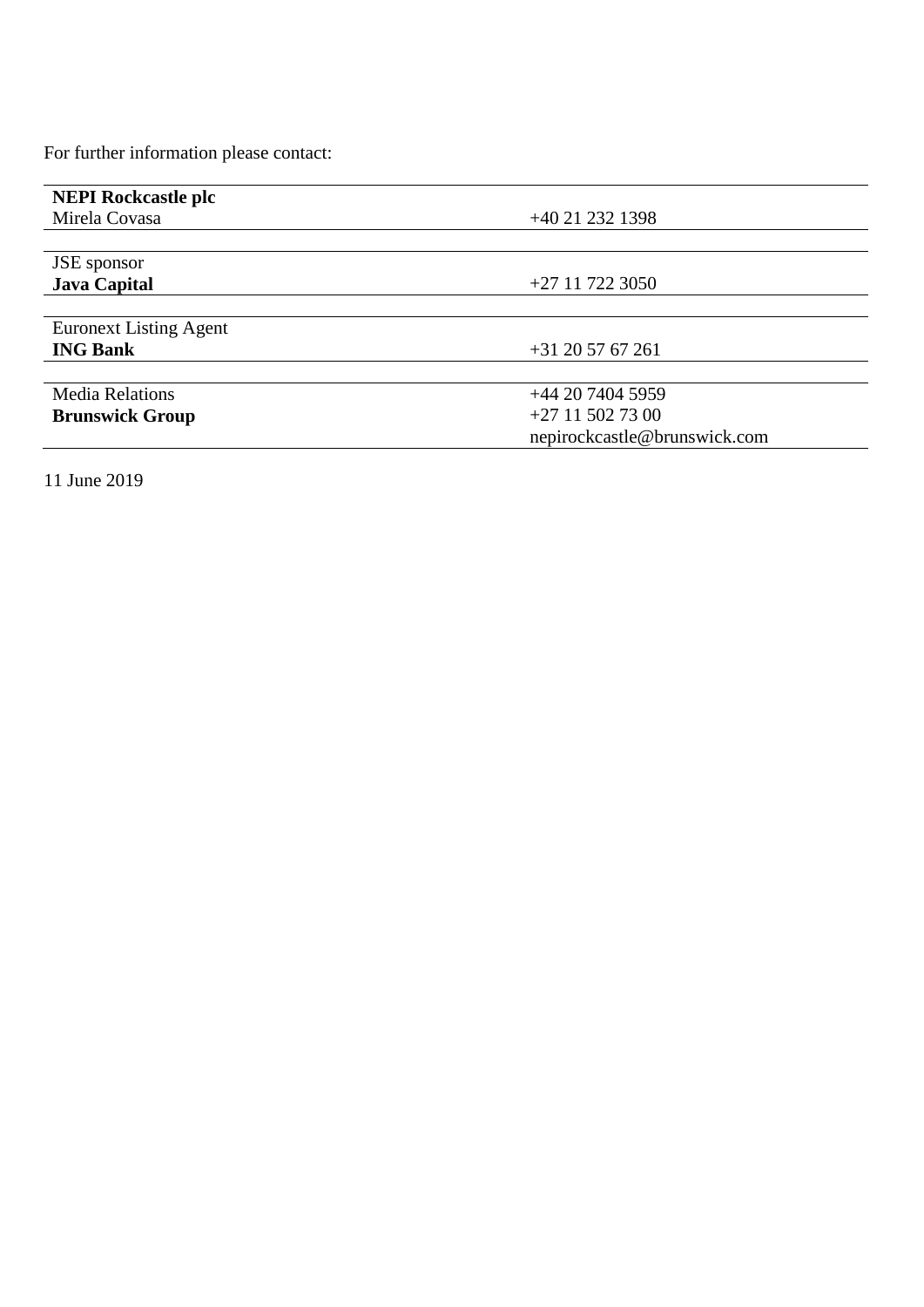For further information please contact:

| | |
|---|---|
| **NEPI Rockcastle plc**<br>Mirela Covasa | +40 21 232 1398 |
| JSE sponsor<br>**Java Capital** | +27 11 722 3050 |
| Euronext Listing Agent<br>**ING Bank** | +31 20 57 67 261 |
| Media Relations<br>**Brunswick Group** | +44 20 7404 5959<br>+27 11 502 73 00<br>nepirockcastle@brunswick.com |

11 June 2019